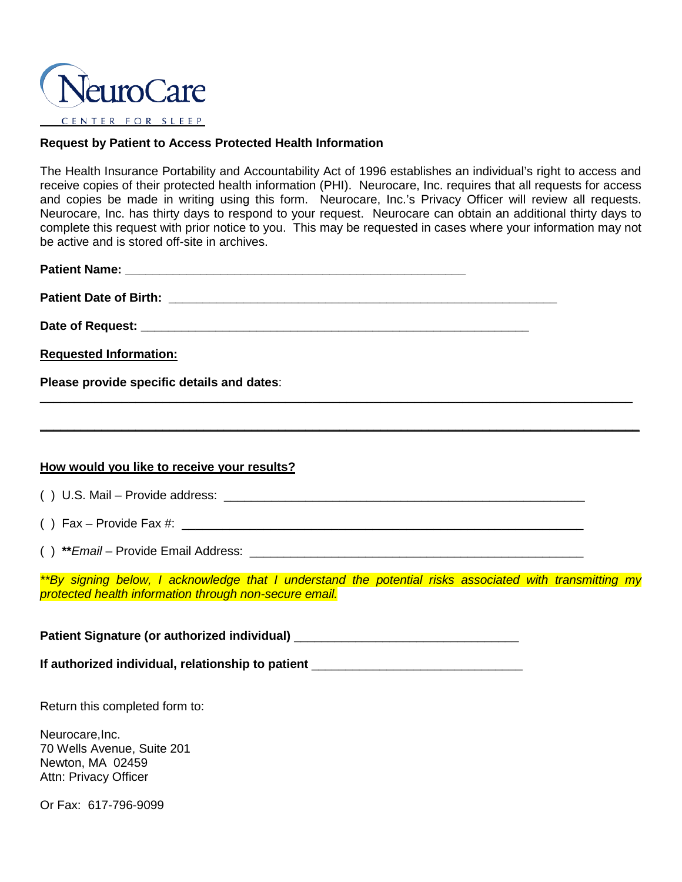NeuroCare

CENTER FOR SLEEP

## Request by Patient to Access Protected Health Information

The Health Insurance Portability and Accountability Act of 1996 establishes an individual's right to access and receive copies of their protected health information (PHI). Neurocare, Inc. requires that all requests for access and copies be made in writing using this form. Neurocare, Inc.'s Privacy Officer will review all requests. Neurocare, Inc. has thirty days to respond to your request. Neurocare can obtain an additional thirty days to complete this request with prior notice to you. This may be requested in cases where your information may not be active and is stored off-site in archives.

**Patient Name:** ____________________________________________

**Patient Date of Birth:** ____________________________________________

**Date of Request:** ____________________________________________

**<u>Requested Information:</u>**

**Please provide specific details and dates**:

______________________________________________________________________________

______________________________________________________________________________

**<u>How would you like to receive your results?</u>**

( ) U.S. Mail – Provide address: ____________________________________________

( ) Fax – Provide Fax #: ____________________________________________

( ) ***\*\*Email*** – Provide Email Address: ____________________________________________

*\*\*By signing below, I acknowledge that I understand the potential risks associated with transmitting my protected health information through non-secure email.*

**Patient Signature (or authorized individual)** ________________________________

**If authorized individual, relationship to patient** ________________________________

Return this completed form to:

Neurocare,Inc.
70 Wells Avenue, Suite 201
Newton, MA 02459
Attn: Privacy Officer

Or Fax: 617-796-9099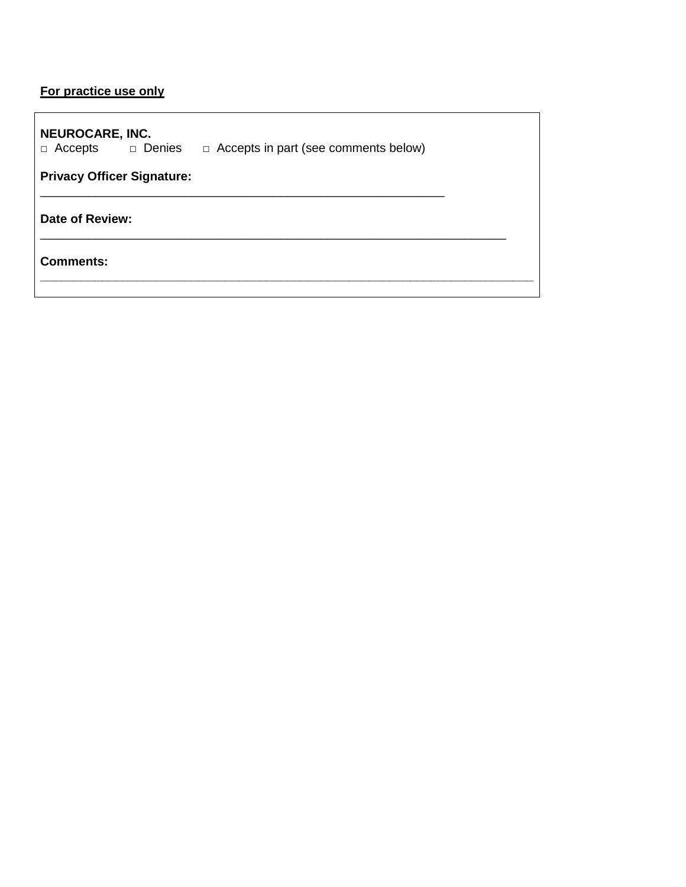**For practice use only**

**NEUROCARE, INC.**
□ Accepts □ Denies □ Accepts in part (see comments below)

**Privacy Officer Signature:** ______________________________________________

**Date of Review:** ______________________________________________

**Comments:** ______________________________________________